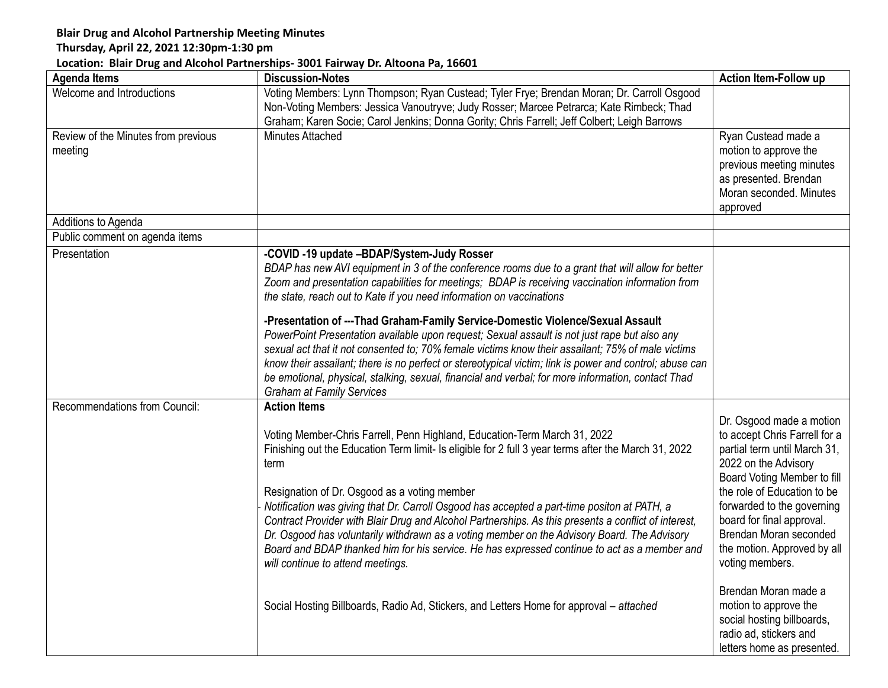**Blair Drug and Alcohol Partnership Meeting Minutes**
**Thursday, April 22, 2021 12:30pm-1:30 pm**
**Location: Blair Drug and Alcohol Partnerships- 3001 Fairway Dr. Altoona Pa, 16601**

| Agenda Items | Discussion-Notes | Action Item-Follow up |
| --- | --- | --- |
| Welcome and Introductions | Voting Members: Lynn Thompson; Ryan Custead; Tyler Frye; Brendan Moran; Dr. Carroll Osgood<br>Non-Voting Members: Jessica Vanoutryve; Judy Rosser; Marcee Petrarca; Kate Rimbeck; Thad Graham; Karen Socie; Carol Jenkins; Donna Gority; Chris Farrell; Jeff Colbert; Leigh Barrows | |
| Review of the Minutes from previous meeting | Minutes Attached | Ryan Custead made a motion to approve the previous meeting minutes as presented. Brendan Moran seconded. Minutes approved |
| Additions to Agenda | | |
| Public comment on agenda items | | |
| Presentation | **-COVID -19 update –BDAP/System-Judy Rosser**<br>*BDAP has new AVI equipment in 3 of the conference rooms due to a grant that will allow for better Zoom and presentation capabilities for meetings; BDAP is receiving vaccination information from the state, reach out to Kate if you need information on vaccinations*<br><br>**-Presentation of ---Thad Graham-Family Service-Domestic Violence/Sexual Assault**<br>*PowerPoint Presentation available upon request; Sexual assault is not just rape but also any sexual act that it not consented to; 70% female victims know their assailant; 75% of male victims know their assailant; there is no perfect or stereotypical victim; link is power and control; abuse can be emotional, physical, stalking, sexual, financial and verbal; for more information, contact Thad Graham at Family Services* | |
| Recommendations from Council: | **Action Items**<br><br>Voting Member-Chris Farrell, Penn Highland, Education-Term March 31, 2022<br>Finishing out the Education Term limit- Is eligible for 2 full 3 year terms after the March 31, 2022 term<br><br>Resignation of Dr. Osgood as a voting member<br>*Notification was giving that Dr. Carroll Osgood has accepted a part-time positon at PATH, a Contract Provider with Blair Drug and Alcohol Partnerships. As this presents a conflict of interest, Dr. Osgood has voluntarily withdrawn as a voting member on the Advisory Board. The Advisory Board and BDAP thanked him for his service. He has expressed continue to act as a member and will continue to attend meetings.*<br><br>Social Hosting Billboards, Radio Ad, Stickers, and Letters Home for approval – *attached* | Dr. Osgood made a motion to accept Chris Farrell for a partial term until March 31, 2022 on the Advisory Board Voting Member to fill the role of Education to be forwarded to the governing board for final approval. Brendan Moran seconded the motion. Approved by all voting members.<br><br>Brendan Moran made a motion to approve the social hosting billboards, radio ad, stickers and letters home as presented. |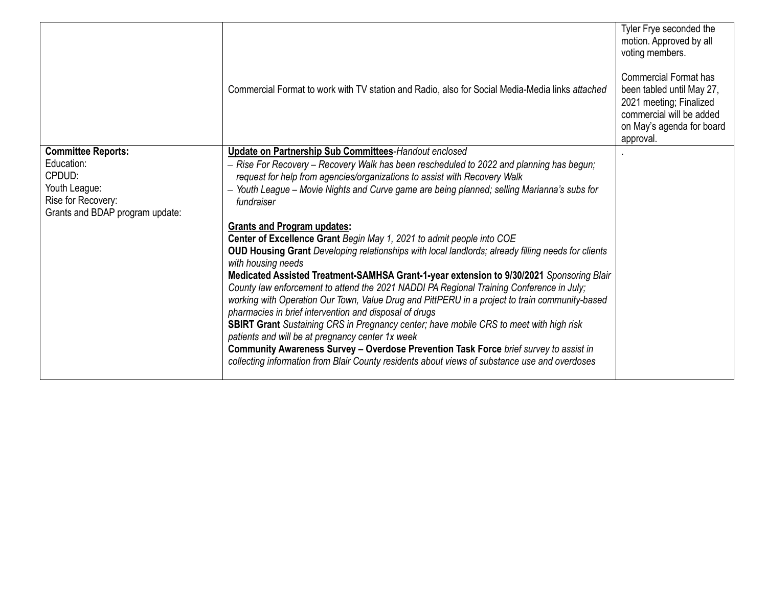| | | |
|---|---|---|
| | Commercial Format to work with TV station and Radio, also for Social Media-Media links *attached* | Tyler Frye seconded the motion. Approved by all voting members.<br><br>Commercial Format has been tabled until May 27, 2021 meeting; Finalized commercial will be added on May's agenda for board approval. |
| **Committee Reports:**<br>Education:<br>CPDUD:<br>Youth League:<br>Rise for Recovery:<br>Grants and BDAP program update: | **Update on Partnership Sub Committees**-*Handout enclosed*<br>– *Rise For Recovery – Recovery Walk has been rescheduled to 2022 and planning has begun; request for help from agencies/organizations to assist with Recovery Walk*<br>– *Youth League – Movie Nights and Curve game are being planned; selling Marianna's subs for fundraiser*<br><br>**Grants and Program updates:**<br>**Center of Excellence Grant** *Begin May 1, 2021 to admit people into COE*<br>**OUD Housing Grant** *Developing relationships with local landlords; already filling needs for clients with housing needs*<br>**Medicated Assisted Treatment-SAMHSA Grant-1-year extension to 9/30/2021** *Sponsoring Blair County law enforcement to attend the 2021 NADDI PA Regional Training Conference in July; working with Operation Our Town, Value Drug and PittPERU in a project to train community-based pharmacies in brief intervention and disposal of drugs*<br>**SBIRT Grant** *Sustaining CRS in Pregnancy center; have mobile CRS to meet with high risk patients and will be at pregnancy center 1x week*<br>**Community Awareness Survey – Overdose Prevention Task Force** *brief survey to assist in collecting information from Blair County residents about views of substance use and overdoses* | . |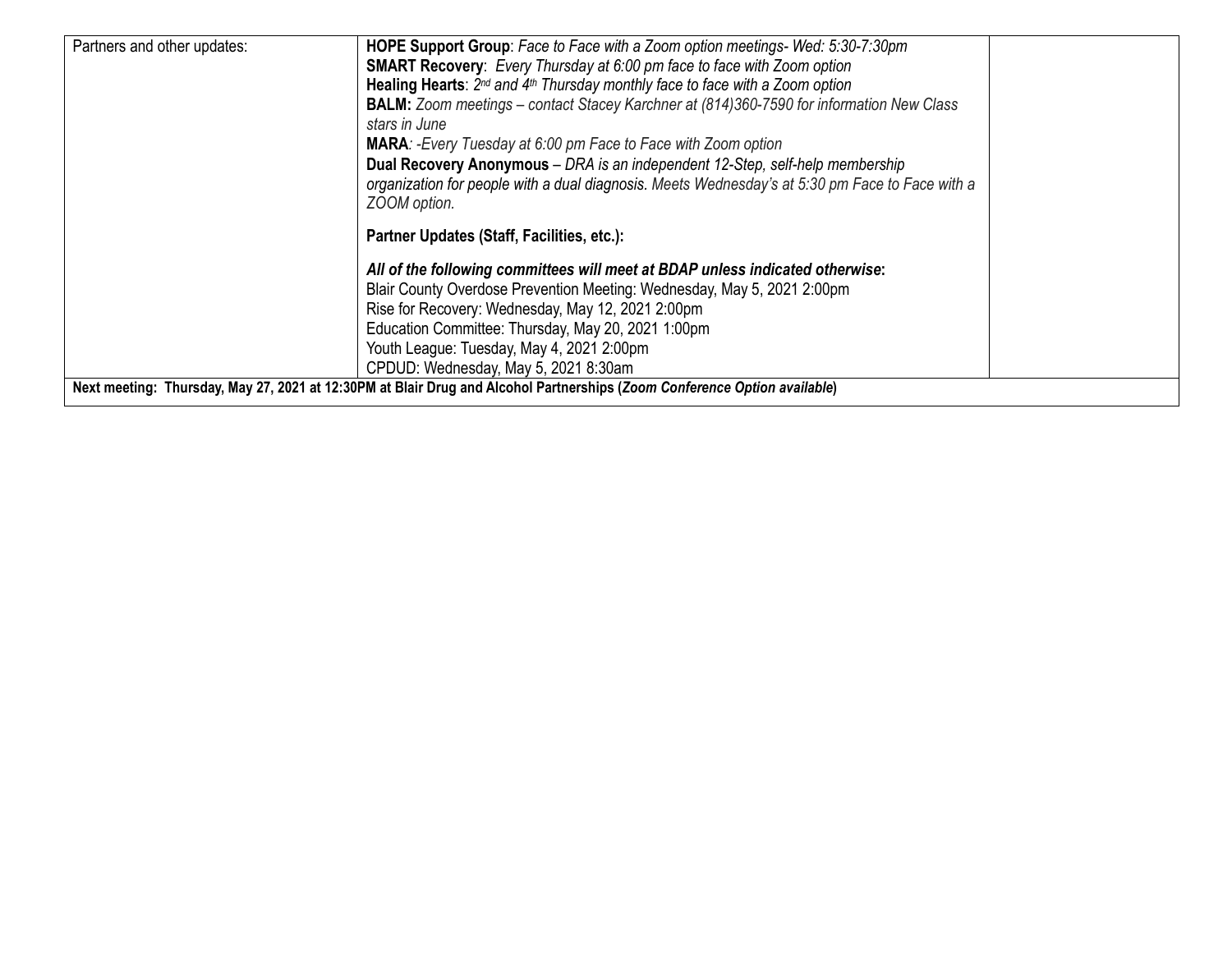| | | |
|---|---|---|
| Partners and other updates: | **HOPE Support Group**: *Face to Face with a Zoom option meetings- Wed: 5:30-7:30pm*<br>**SMART Recovery**: *Every Thursday at 6:00 pm face to face with Zoom option*<br>**Healing Hearts**: *2nd and 4th Thursday monthly face to face with a Zoom option*<br>**BALM:** *Zoom meetings – contact Stacey Karchner at (814)360-7590 for information New Class stars in June*<br>**MARA***: -Every Tuesday at 6:00 pm Face to Face with Zoom option*<br>**Dual Recovery Anonymous** – *DRA is an independent 12-Step, self-help membership organization for people with a dual diagnosis. Meets Wednesday's at 5:30 pm Face to Face with a ZOOM option.*<br><br>**Partner Updates (Staff, Facilities, etc.):**<br><br>***All of the following committees will meet at BDAP unless indicated otherwise*:**<br>Blair County Overdose Prevention Meeting: Wednesday, May 5, 2021 2:00pm<br>Rise for Recovery: Wednesday, May 12, 2021 2:00pm<br>Education Committee: Thursday, May 20, 2021 1:00pm<br>Youth League: Tuesday, May 4, 2021 2:00pm<br>CPDUD: Wednesday, May 5, 2021 8:30am | |
| **Next meeting: Thursday, May 27, 2021 at 12:30PM at Blair Drug and Alcohol Partnerships (*Zoom Conference Option available*)** | | |